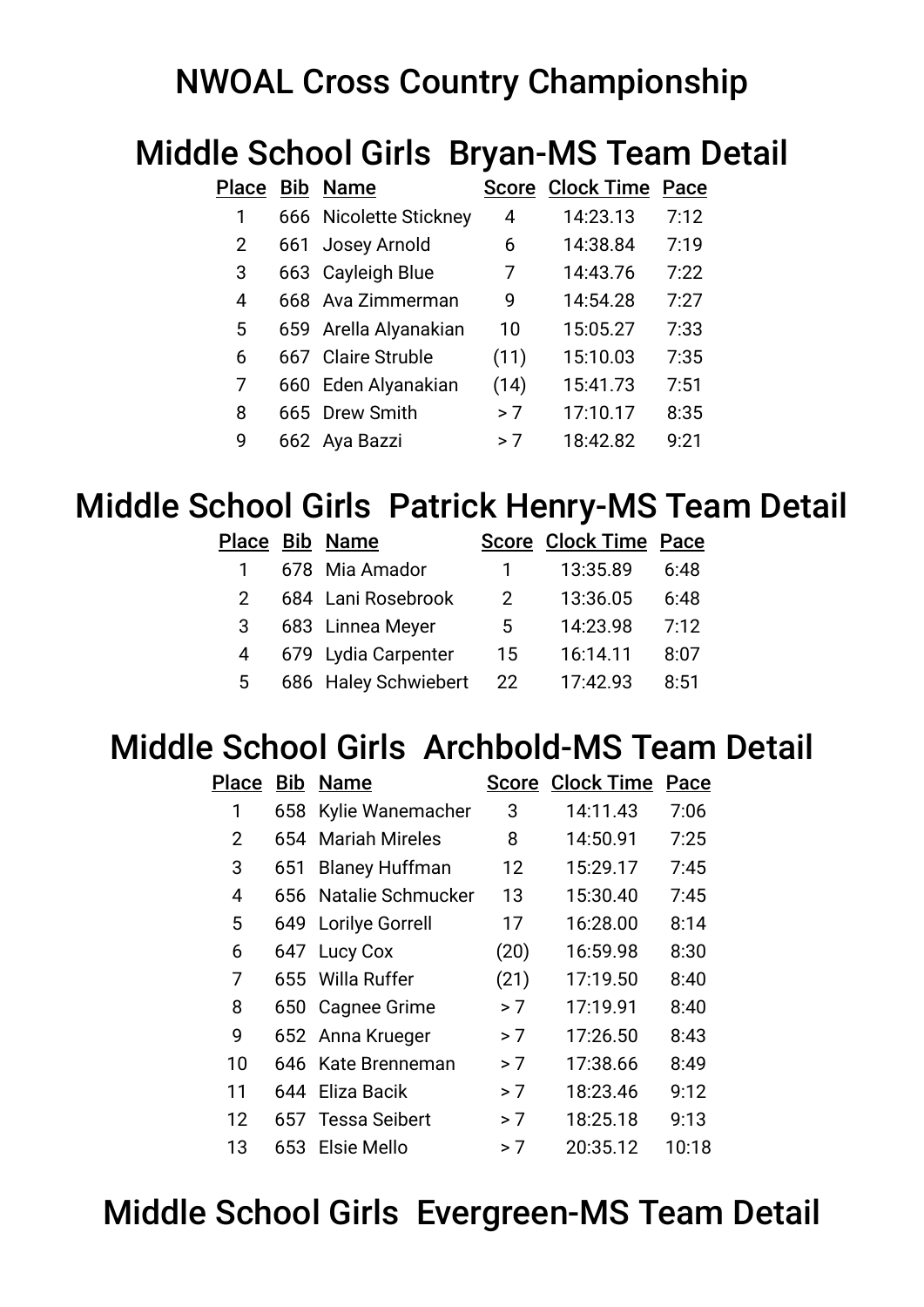# NWOAL Cross Country Championship

## Middle School Girls Bryan-MS Team Detail

| Place | Bib | Name | Score | Clock Time | Pace |
|---|---|---|---|---|---|
| 1 | 666 | Nicolette Stickney | 4 | 14:23.13 | 7:12 |
| 2 | 661 | Josey Arnold | 6 | 14:38.84 | 7:19 |
| 3 | 663 | Cayleigh Blue | 7 | 14:43.76 | 7:22 |
| 4 | 668 | Ava Zimmerman | 9 | 14:54.28 | 7:27 |
| 5 | 659 | Arella Alyanakian | 10 | 15:05.27 | 7:33 |
| 6 | 667 | Claire Struble | (11) | 15:10.03 | 7:35 |
| 7 | 660 | Eden Alyanakian | (14) | 15:41.73 | 7:51 |
| 8 | 665 | Drew Smith | > 7 | 17:10.17 | 8:35 |
| 9 | 662 | Aya Bazzi | > 7 | 18:42.82 | 9:21 |

## Middle School Girls Patrick Henry-MS Team Detail

| Place | Bib | Name | Score | Clock Time | Pace |
|---|---|---|---|---|---|
| 1 | 678 | Mia Amador | 1 | 13:35.89 | 6:48 |
| 2 | 684 | Lani Rosebrook | 2 | 13:36.05 | 6:48 |
| 3 | 683 | Linnea Meyer | 5 | 14:23.98 | 7:12 |
| 4 | 679 | Lydia Carpenter | 15 | 16:14.11 | 8:07 |
| 5 | 686 | Haley Schwiebert | 22 | 17:42.93 | 8:51 |

## Middle School Girls Archbold-MS Team Detail

| Place | Bib | Name | Score | Clock Time | Pace |
|---|---|---|---|---|---|
| 1 | 658 | Kylie Wanemacher | 3 | 14:11.43 | 7:06 |
| 2 | 654 | Mariah Mireles | 8 | 14:50.91 | 7:25 |
| 3 | 651 | Blaney Huffman | 12 | 15:29.17 | 7:45 |
| 4 | 656 | Natalie Schmucker | 13 | 15:30.40 | 7:45 |
| 5 | 649 | Lorilye Gorrell | 17 | 16:28.00 | 8:14 |
| 6 | 647 | Lucy Cox | (20) | 16:59.98 | 8:30 |
| 7 | 655 | Willa Ruffer | (21) | 17:19.50 | 8:40 |
| 8 | 650 | Cagnee Grime | > 7 | 17:19.91 | 8:40 |
| 9 | 652 | Anna Krueger | > 7 | 17:26.50 | 8:43 |
| 10 | 646 | Kate Brenneman | > 7 | 17:38.66 | 8:49 |
| 11 | 644 | Eliza Bacik | > 7 | 18:23.46 | 9:12 |
| 12 | 657 | Tessa Seibert | > 7 | 18:25.18 | 9:13 |
| 13 | 653 | Elsie Mello | > 7 | 20:35.12 | 10:18 |

## Middle School Girls Evergreen-MS Team Detail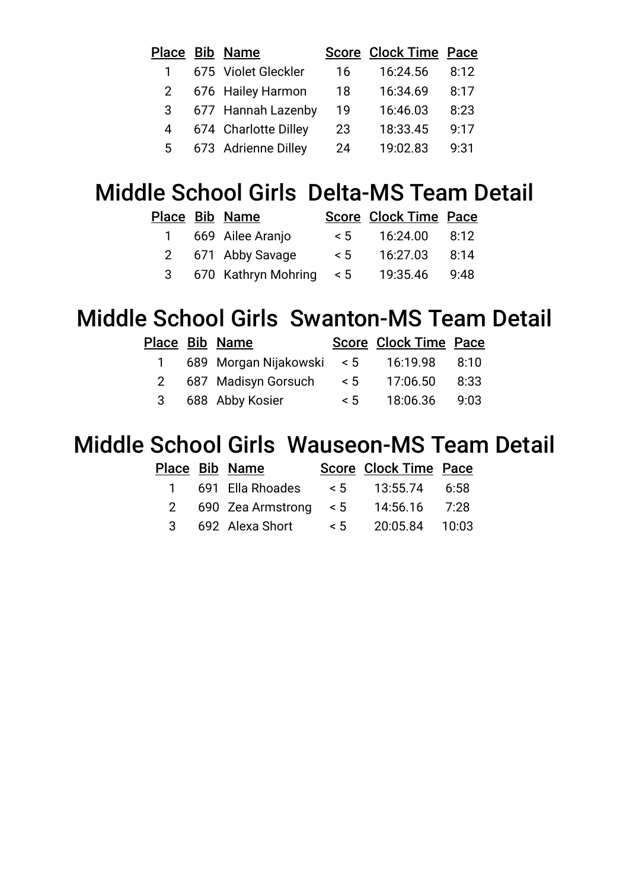| Place | Bib | Name | Score | Clock Time | Pace |
| --- | --- | --- | --- | --- | --- |
| 1 | 675 | Violet Gleckler | 16 | 16:24.56 | 8:12 |
| 2 | 676 | Hailey Harmon | 18 | 16:34.69 | 8:17 |
| 3 | 677 | Hannah Lazenby | 19 | 16:46.03 | 8:23 |
| 4 | 674 | Charlotte Dilley | 23 | 18:33.45 | 9:17 |
| 5 | 673 | Adrienne Dilley | 24 | 19:02.83 | 9:31 |

# Middle School Girls Delta-MS Team Detail

| Place | Bib | Name | Score | Clock Time | Pace |
| --- | --- | --- | --- | --- | --- |
| 1 | 669 | Ailee Aranjo | < 5 | 16:24.00 | 8:12 |
| 2 | 671 | Abby Savage | < 5 | 16:27.03 | 8:14 |
| 3 | 670 | Kathryn Mohring | < 5 | 19:35.46 | 9:48 |

# Middle School Girls Swanton-MS Team Detail

| Place | Bib | Name | Score | Clock Time | Pace |
| --- | --- | --- | --- | --- | --- |
| 1 | 689 | Morgan Nijakowski | < 5 | 16:19.98 | 8:10 |
| 2 | 687 | Madisyn Gorsuch | < 5 | 17:06.50 | 8:33 |
| 3 | 688 | Abby Kosier | < 5 | 18:06.36 | 9:03 |

# Middle School Girls Wauseon-MS Team Detail

| Place | Bib | Name | Score | Clock Time | Pace |
| --- | --- | --- | --- | --- | --- |
| 1 | 691 | Ella Rhoades | < 5 | 13:55.74 | 6:58 |
| 2 | 690 | Zea Armstrong | < 5 | 14:56.16 | 7:28 |
| 3 | 692 | Alexa Short | < 5 | 20:05.84 | 10:03 |